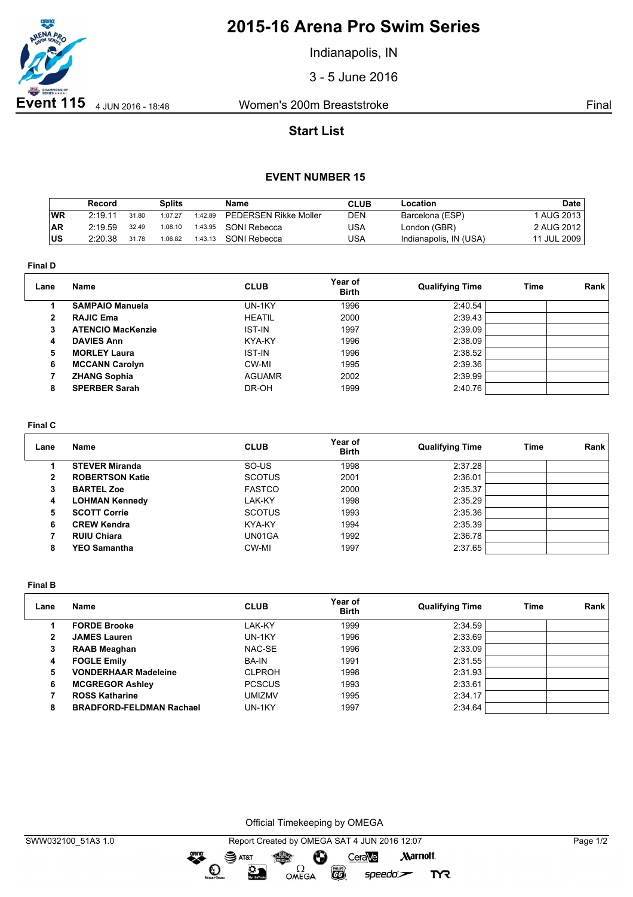# 2015-16 Arena Pro Swim Series

Indianapolis, IN

3 - 5 June 2016

**Event 115** 4 JUN 2016 - 18:48 Women's 200m Breaststroke Final

## Start List

### EVENT NUMBER 15

| | Record | Splits | | | Name | CLUB | Location | Date |
|---|---|---|---|---|---|---|---|---|
| WR | 2:19.11 | 31.80 | 1:07.27 | 1:42.89 | PEDERSEN Rikke Moller | DEN | Barcelona (ESP) | 1 AUG 2013 |
| AR | 2:19.59 | 32.49 | 1:08.10 | 1:43.95 | SONI Rebecca | USA | London (GBR) | 2 AUG 2012 |
| US | 2:20.38 | 31.78 | 1:06.82 | 1:43.13 | SONI Rebecca | USA | Indianapolis, IN (USA) | 11 JUL 2009 |

**Final D**

| Lane | Name | CLUB | Year of Birth | Qualifying Time | Time | Rank |
|---|---|---|---|---|---|---|
| 1 | **SAMPAIO Manuela** | UN-1KY | 1996 | 2:40.54 | | |
| 2 | **RAJIC Ema** | HEATIL | 2000 | 2:39.43 | | |
| 3 | **ATENCIO MacKenzie** | IST-IN | 1997 | 2:39.09 | | |
| 4 | **DAVIES Ann** | KYA-KY | 1996 | 2:38.09 | | |
| 5 | **MORLEY Laura** | IST-IN | 1996 | 2:38.52 | | |
| 6 | **MCCANN Carolyn** | CW-MI | 1995 | 2:39.36 | | |
| 7 | **ZHANG Sophia** | AGUAMR | 2002 | 2:39.99 | | |
| 8 | **SPERBER Sarah** | DR-OH | 1999 | 2:40.76 | | |

**Final C**

| Lane | Name | CLUB | Year of Birth | Qualifying Time | Time | Rank |
|---|---|---|---|---|---|---|
| 1 | **STEVER Miranda** | SO-US | 1998 | 2:37.28 | | |
| 2 | **ROBERTSON Katie** | SCOTUS | 2001 | 2:36.01 | | |
| 3 | **BARTEL Zoe** | FASTCO | 2000 | 2:35.37 | | |
| 4 | **LOHMAN Kennedy** | LAK-KY | 1998 | 2:35.29 | | |
| 5 | **SCOTT Corrie** | SCOTUS | 1993 | 2:35.36 | | |
| 6 | **CREW Kendra** | KYA-KY | 1994 | 2:35.39 | | |
| 7 | **RUIU Chiara** | UN01GA | 1992 | 2:36.78 | | |
| 8 | **YEO Samantha** | CW-MI | 1997 | 2:37.65 | | |

**Final B**

| Lane | Name | CLUB | Year of Birth | Qualifying Time | Time | Rank |
|---|---|---|---|---|---|---|
| 1 | **FORDE Brooke** | LAK-KY | 1999 | 2:34.59 | | |
| 2 | **JAMES Lauren** | UN-1KY | 1996 | 2:33.69 | | |
| 3 | **RAAB Meaghan** | NAC-SE | 1996 | 2:33.09 | | |
| 4 | **FOGLE Emily** | BA-IN | 1991 | 2:31.55 | | |
| 5 | **VONDERHAAR Madeleine** | CLPROH | 1998 | 2:31.93 | | |
| 6 | **MCGREGOR Ashley** | PCSCUS | 1993 | 2:33.61 | | |
| 7 | **ROSS Katharine** | UMIZMV | 1995 | 2:34.17 | | |
| 8 | **BRADFORD-FELDMAN Rachael** | UN-1KY | 1997 | 2:34.64 | | |

Official Timekeeping by OMEGA

SWW032100_51A3 1.0 Report Created by OMEGA SAT 4 JUN 2016 12:07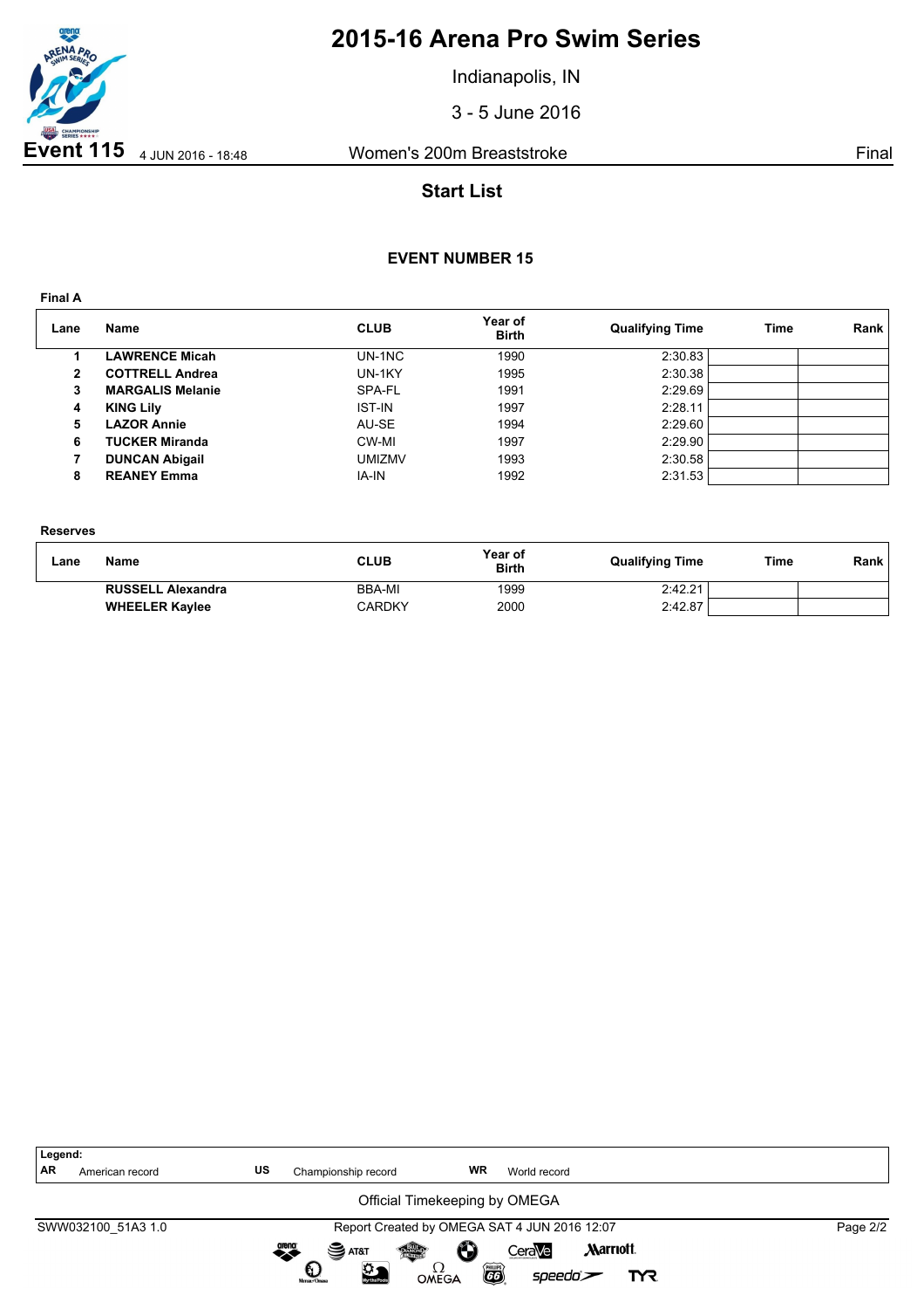# 2015-16 Arena Pro Swim Series

Indianapolis, IN

3 - 5 June 2016

**Event 115** 4 JUN 2016 - 18:48 Women's 200m Breaststroke Final

## Start List

### EVENT NUMBER 15

**Final A**

| Lane | Name | CLUB | Year of Birth | Qualifying Time | Time | Rank |
|---|---|---|---|---|---|---|
| 1 | **LAWRENCE Micah** | UN-1NC | 1990 | 2:30.83 | | |
| 2 | **COTTRELL Andrea** | UN-1KY | 1995 | 2:30.38 | | |
| 3 | **MARGALIS Melanie** | SPA-FL | 1991 | 2:29.69 | | |
| 4 | **KING Lily** | IST-IN | 1997 | 2:28.11 | | |
| 5 | **LAZOR Annie** | AU-SE | 1994 | 2:29.60 | | |
| 6 | **TUCKER Miranda** | CW-MI | 1997 | 2:29.90 | | |
| 7 | **DUNCAN Abigail** | UMIZMV | 1993 | 2:30.58 | | |
| 8 | **REANEY Emma** | IA-IN | 1992 | 2:31.53 | | |

**Reserves**

| Lane | Name | CLUB | Year of Birth | Qualifying Time | Time | Rank |
|---|---|---|---|---|---|---|
| | **RUSSELL Alexandra** | BBA-MI | 1999 | 2:42.21 | | |
| | **WHEELER Kaylee** | CARDKY | 2000 | 2:42.87 | | |

**Legend:**

| | | | | | |
|---|---|---|---|---|---|
| **AR** | American record | **US** | Championship record | **WR** | World record |

Official Timekeeping by OMEGA

SWW032100_51A3 1.0 Report Created by OMEGA SAT 4 JUN 2016 12:07